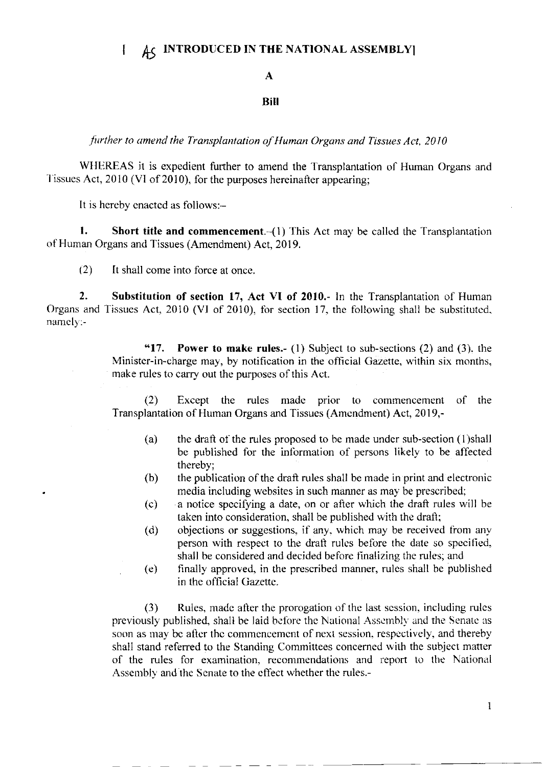**[ AS INTRODUCED IN THE NATIONAL ASSEMBLY]**

**A**

**Bill**

*further to amend the Transplantation of Human Organs and Tissues Act, 2010*

WHEREAS it is expedient further to amend the Transplantation of Human Organs and Tissues Act, 2010 (VI of 2010), for the purposes hereinafter appearing;

It is hereby enacted as follows:-

**1. Short title and commencement.**-(1) This Act may be called the Transplantation of Human Organs and Tissues (Amendment) Act, 2019.

(2) It shall come into force at once.

**2. Substitution of section 17, Act VI of 2010.**- In the Transplantation of Human Organs and Tissues Act, 2010 (VI of 2010), for section 17, the following shall be substituted, namely:-

> "**17. Power to make rules.**- (1) Subject to sub-sections (2) and (3), the Minister-in-charge may, by notification in the official Gazette, within six months, make rules to carry out the purposes of this Act.
>
> (2) Except the rules made prior to commencement of the Transplantation of Human Organs and Tissues (Amendment) Act, 2019,-
>
> (a) the draft of the rules proposed to be made under sub-section (1)shall be published for the information of persons likely to be affected thereby;
>
> (b) the publication of the draft rules shall be made in print and electronic media including websites in such manner as may be prescribed;
>
> (c) a notice specifying a date, on or after which the draft rules will be taken into consideration, shall be published with the draft;
>
> (d) objections or suggestions, if any, which may be received from any person with respect to the draft rules before the date so specified, shall be considered and decided before finalizing the rules; and
>
> (e) finally approved, in the prescribed manner, rules shall be published in the official Gazette.
>
> (3) Rules, made after the prorogation of the last session, including rules previously published, shall be laid before the National Assembly and the Senate as soon as may be after the commencement of next session, respectively, and thereby shall stand referred to the Standing Committees concerned with the subject matter of the rules for examination, recommendations and report to the National Assembly and the Senate to the effect whether the rules,-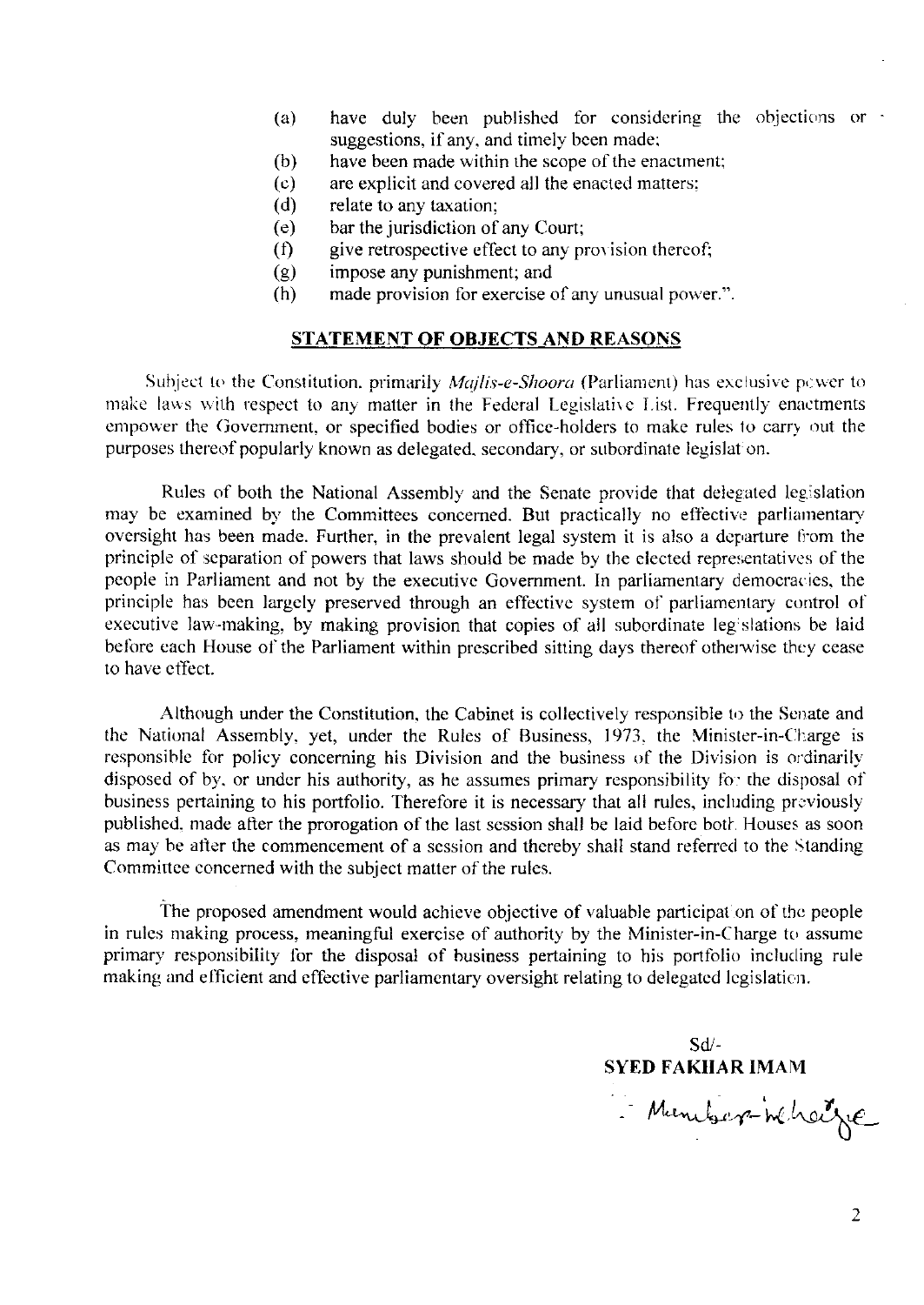(a) have duly been published for considering the objections or suggestions, if any, and timely been made;
(b) have been made within the scope of the enactment;
(c) are explicit and covered all the enacted matters;
(d) relate to any taxation;
(e) bar the jurisdiction of any Court;
(f) give retrospective effect to any provision thereof;
(g) impose any punishment; and
(h) made provision for exercise of any unusual power.".

## STATEMENT OF OBJECTS AND REASONS

Subject to the Constitution, primarily *Majlis-e-Shoora* (Parliament) has exclusive power to make laws with respect to any matter in the Federal Legislative List. Frequently enactments empower the Government, or specified bodies or office-holders to make rules to carry out the purposes thereof popularly known as delegated, secondary, or subordinate legislation.

Rules of both the National Assembly and the Senate provide that delegated legislation may be examined by the Committees concerned. But practically no effective parliamentary oversight has been made. Further, in the prevalent legal system it is also a departure from the principle of separation of powers that laws should be made by the elected representatives of the people in Parliament and not by the executive Government. In parliamentary democracies, the principle has been largely preserved through an effective system of parliamentary control of executive law-making, by making provision that copies of all subordinate legislations be laid before each House of the Parliament within prescribed sitting days thereof otherwise they cease to have effect.

Although under the Constitution, the Cabinet is collectively responsible to the Senate and the National Assembly, yet, under the Rules of Business, 1973, the Minister-in-Charge is responsible for policy concerning his Division and the business of the Division is ordinarily disposed of by, or under his authority, as he assumes primary responsibility for the disposal of business pertaining to his portfolio. Therefore it is necessary that all rules, including previously published, made after the prorogation of the last session shall be laid before both Houses as soon as may be after the commencement of a session and thereby shall stand referred to the Standing Committee concerned with the subject matter of the rules.

The proposed amendment would achieve objective of valuable participation of the people in rules making process, meaningful exercise of authority by the Minister-in-Charge to assume primary responsibility for the disposal of business pertaining to his portfolio including rule making and efficient and effective parliamentary oversight relating to delegated legislation.

Sd/-
**SYED FAKHAR IMAM**
Member-in-charge